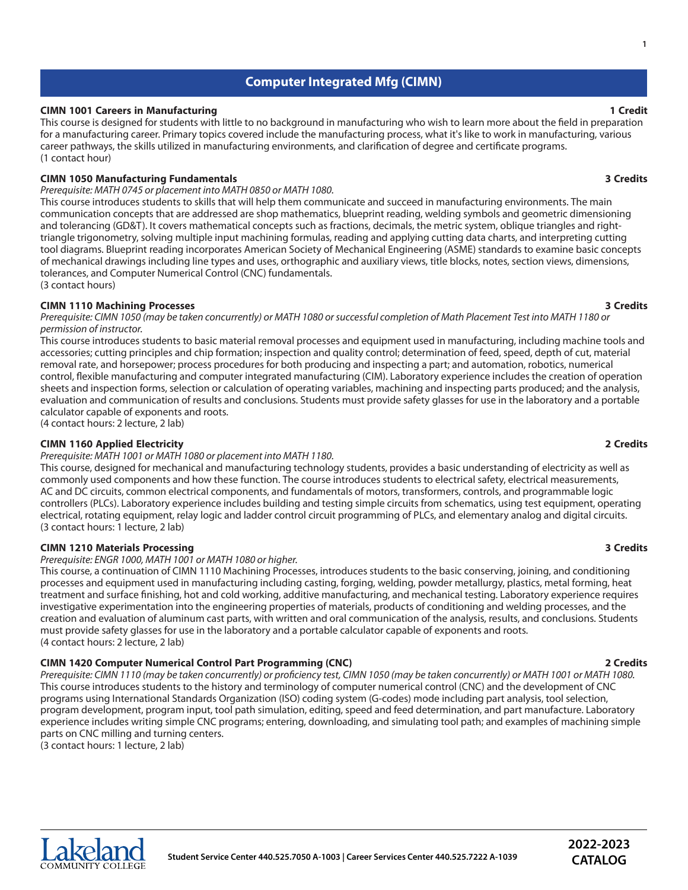# Computer Integrated Mfg (CIMN)

### CIMN 1001 Careers in Manufacturing — 1 Credit

This course is designed for students with little to no background in manufacturing who wish to learn more about the field in preparation for a manufacturing career. Primary topics covered include the manufacturing process, what it's like to work in manufacturing, various career pathways, the skills utilized in manufacturing environments, and clarification of degree and certificate programs.
(1 contact hour)

### CIMN 1050 Manufacturing Fundamentals — 3 Credits

*Prerequisite: MATH 0745 or placement into MATH 0850 or MATH 1080.*

This course introduces students to skills that will help them communicate and succeed in manufacturing environments. The main communication concepts that are addressed are shop mathematics, blueprint reading, welding symbols and geometric dimensioning and tolerancing (GD&T). It covers mathematical concepts such as fractions, decimals, the metric system, oblique triangles and right-triangle trigonometry, solving multiple input machining formulas, reading and applying cutting data charts, and interpreting cutting tool diagrams. Blueprint reading incorporates American Society of Mechanical Engineering (ASME) standards to examine basic concepts of mechanical drawings including line types and uses, orthographic and auxiliary views, title blocks, notes, section views, dimensions, tolerances, and Computer Numerical Control (CNC) fundamentals.
(3 contact hours)

### CIMN 1110 Machining Processes — 3 Credits

*Prerequisite: CIMN 1050 (may be taken concurrently) or MATH 1080 or successful completion of Math Placement Test into MATH 1180 or permission of instructor.*

This course introduces students to basic material removal processes and equipment used in manufacturing, including machine tools and accessories; cutting principles and chip formation; inspection and quality control; determination of feed, speed, depth of cut, material removal rate, and horsepower; process procedures for both producing and inspecting a part; and automation, robotics, numerical control, flexible manufacturing and computer integrated manufacturing (CIM). Laboratory experience includes the creation of operation sheets and inspection forms, selection or calculation of operating variables, machining and inspecting parts produced; and the analysis, evaluation and communication of results and conclusions. Students must provide safety glasses for use in the laboratory and a portable calculator capable of exponents and roots.
(4 contact hours: 2 lecture, 2 lab)

### CIMN 1160 Applied Electricity — 2 Credits

*Prerequisite: MATH 1001 or MATH 1080 or placement into MATH 1180.*

This course, designed for mechanical and manufacturing technology students, provides a basic understanding of electricity as well as commonly used components and how these function. The course introduces students to electrical safety, electrical measurements, AC and DC circuits, common electrical components, and fundamentals of motors, transformers, controls, and programmable logic controllers (PLCs). Laboratory experience includes building and testing simple circuits from schematics, using test equipment, operating electrical, rotating equipment, relay logic and ladder control circuit programming of PLCs, and elementary analog and digital circuits.
(3 contact hours: 1 lecture, 2 lab)

### CIMN 1210 Materials Processing — 3 Credits

*Prerequisite: ENGR 1000, MATH 1001 or MATH 1080 or higher.*

This course, a continuation of CIMN 1110 Machining Processes, introduces students to the basic conserving, joining, and conditioning processes and equipment used in manufacturing including casting, forging, welding, powder metallurgy, plastics, metal forming, heat treatment and surface finishing, hot and cold working, additive manufacturing, and mechanical testing. Laboratory experience requires investigative experimentation into the engineering properties of materials, products of conditioning and welding processes, and the creation and evaluation of aluminum cast parts, with written and oral communication of the analysis, results, and conclusions. Students must provide safety glasses for use in the laboratory and a portable calculator capable of exponents and roots.
(4 contact hours: 2 lecture, 2 lab)

### CIMN 1420 Computer Numerical Control Part Programming (CNC) — 2 Credits

*Prerequisite: CIMN 1110 (may be taken concurrently) or proficiency test, CIMN 1050 (may be taken concurrently) or MATH 1001 or MATH 1080.*

This course introduces students to the history and terminology of computer numerical control (CNC) and the development of CNC programs using International Standards Organization (ISO) coding system (G-codes) mode including part analysis, tool selection, program development, program input, tool path simulation, editing, speed and feed determination, and part manufacture. Laboratory experience includes writing simple CNC programs; entering, downloading, and simulating tool path; and examples of machining simple parts on CNC milling and turning centers.
(3 contact hours: 1 lecture, 2 lab)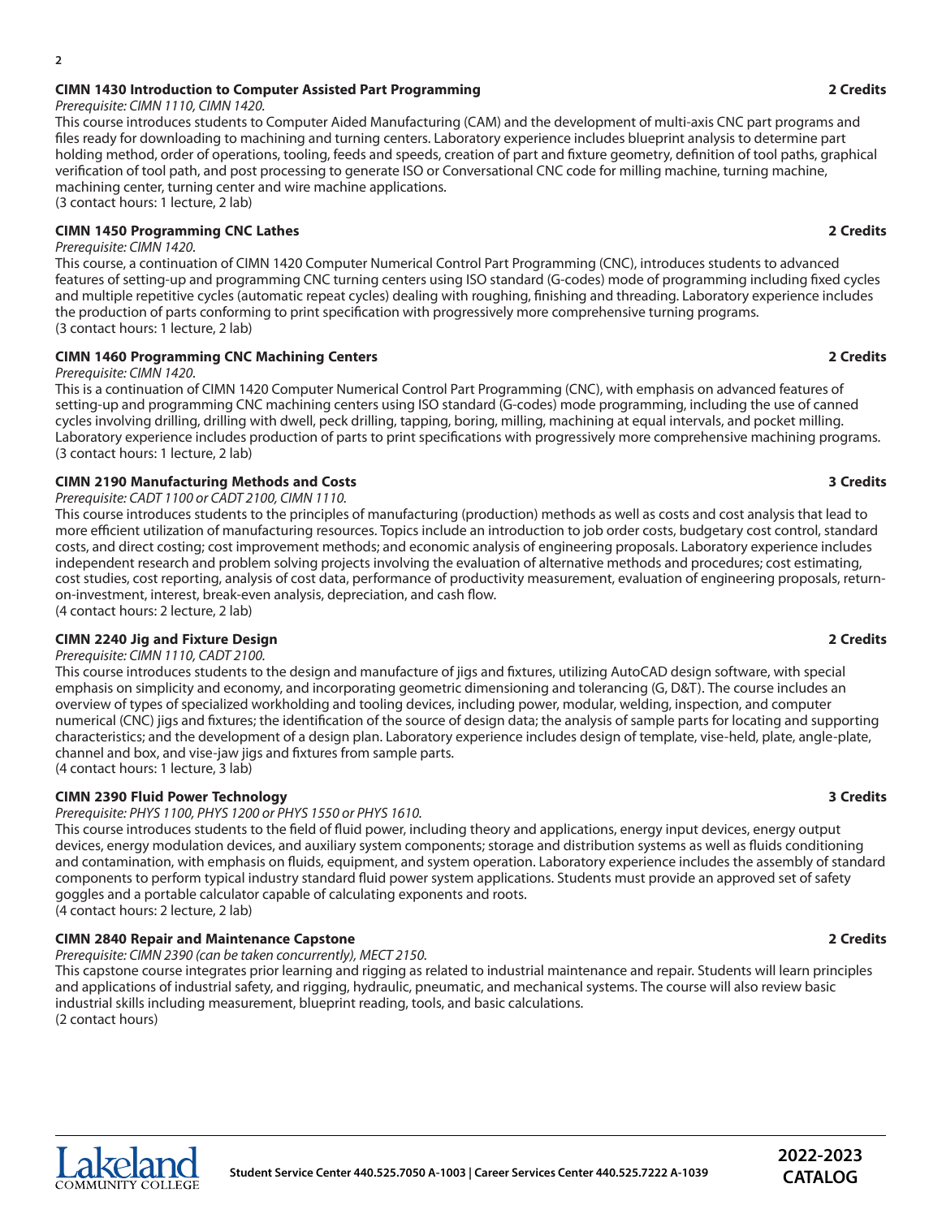### CIMN 1430 Introduction to Computer Assisted Part Programming — 2 Credits

*Prerequisite: CIMN 1110, CIMN 1420.*

This course introduces students to Computer Aided Manufacturing (CAM) and the development of multi-axis CNC part programs and files ready for downloading to machining and turning centers. Laboratory experience includes blueprint analysis to determine part holding method, order of operations, tooling, feeds and speeds, creation of part and fixture geometry, definition of tool paths, graphical verification of tool path, and post processing to generate ISO or Conversational CNC code for milling machine, turning machine, machining center, turning center and wire machine applications.
(3 contact hours: 1 lecture, 2 lab)

### CIMN 1450 Programming CNC Lathes — 2 Credits

*Prerequisite: CIMN 1420.*

This course, a continuation of CIMN 1420 Computer Numerical Control Part Programming (CNC), introduces students to advanced features of setting-up and programming CNC turning centers using ISO standard (G-codes) mode of programming including fixed cycles and multiple repetitive cycles (automatic repeat cycles) dealing with roughing, finishing and threading. Laboratory experience includes the production of parts conforming to print specification with progressively more comprehensive turning programs.
(3 contact hours: 1 lecture, 2 lab)

### CIMN 1460 Programming CNC Machining Centers — 2 Credits

*Prerequisite: CIMN 1420.*

This is a continuation of CIMN 1420 Computer Numerical Control Part Programming (CNC), with emphasis on advanced features of setting-up and programming CNC machining centers using ISO standard (G-codes) mode programming, including the use of canned cycles involving drilling, drilling with dwell, peck drilling, tapping, boring, milling, machining at equal intervals, and pocket milling. Laboratory experience includes production of parts to print specifications with progressively more comprehensive machining programs.
(3 contact hours: 1 lecture, 2 lab)

### CIMN 2190 Manufacturing Methods and Costs — 3 Credits

*Prerequisite: CADT 1100 or CADT 2100, CIMN 1110.*

This course introduces students to the principles of manufacturing (production) methods as well as costs and cost analysis that lead to more efficient utilization of manufacturing resources. Topics include an introduction to job order costs, budgetary cost control, standard costs, and direct costing; cost improvement methods; and economic analysis of engineering proposals. Laboratory experience includes independent research and problem solving projects involving the evaluation of alternative methods and procedures; cost estimating, cost studies, cost reporting, analysis of cost data, performance of productivity measurement, evaluation of engineering proposals, return-on-investment, interest, break-even analysis, depreciation, and cash flow.
(4 contact hours: 2 lecture, 2 lab)

### CIMN 2240 Jig and Fixture Design — 2 Credits

*Prerequisite: CIMN 1110, CADT 2100.*

This course introduces students to the design and manufacture of jigs and fixtures, utilizing AutoCAD design software, with special emphasis on simplicity and economy, and incorporating geometric dimensioning and tolerancing (G, D&T). The course includes an overview of types of specialized workholding and tooling devices, including power, modular, welding, inspection, and computer numerical (CNC) jigs and fixtures; the identification of the source of design data; the analysis of sample parts for locating and supporting characteristics; and the development of a design plan. Laboratory experience includes design of template, vise-held, plate, angle-plate, channel and box, and vise-jaw jigs and fixtures from sample parts.
(4 contact hours: 1 lecture, 3 lab)

### CIMN 2390 Fluid Power Technology — 3 Credits

*Prerequisite: PHYS 1100, PHYS 1200 or PHYS 1550 or PHYS 1610.*

This course introduces students to the field of fluid power, including theory and applications, energy input devices, energy output devices, energy modulation devices, and auxiliary system components; storage and distribution systems as well as fluids conditioning and contamination, with emphasis on fluids, equipment, and system operation. Laboratory experience includes the assembly of standard components to perform typical industry standard fluid power system applications. Students must provide an approved set of safety goggles and a portable calculator capable of calculating exponents and roots.
(4 contact hours: 2 lecture, 2 lab)

### CIMN 2840 Repair and Maintenance Capstone — 2 Credits

*Prerequisite: CIMN 2390 (can be taken concurrently), MECT 2150.*

This capstone course integrates prior learning and rigging as related to industrial maintenance and repair. Students will learn principles and applications of industrial safety, and rigging, hydraulic, pneumatic, and mechanical systems. The course will also review basic industrial skills including measurement, blueprint reading, tools, and basic calculations.
(2 contact hours)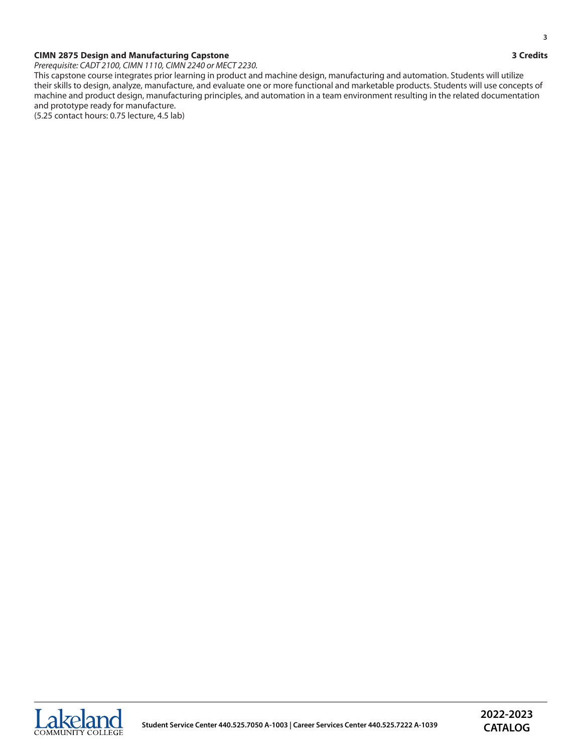**CIMN 2875 Design and Manufacturing Capstone** **3 Credits**

*Prerequisite: CADT 2100, CIMN 1110, CIMN 2240 or MECT 2230.*

This capstone course integrates prior learning in product and machine design, manufacturing and automation. Students will utilize their skills to design, analyze, manufacture, and evaluate one or more functional and marketable products. Students will use concepts of machine and product design, manufacturing principles, and automation in a team environment resulting in the related documentation and prototype ready for manufacture.

(5.25 contact hours: 0.75 lecture, 4.5 lab)